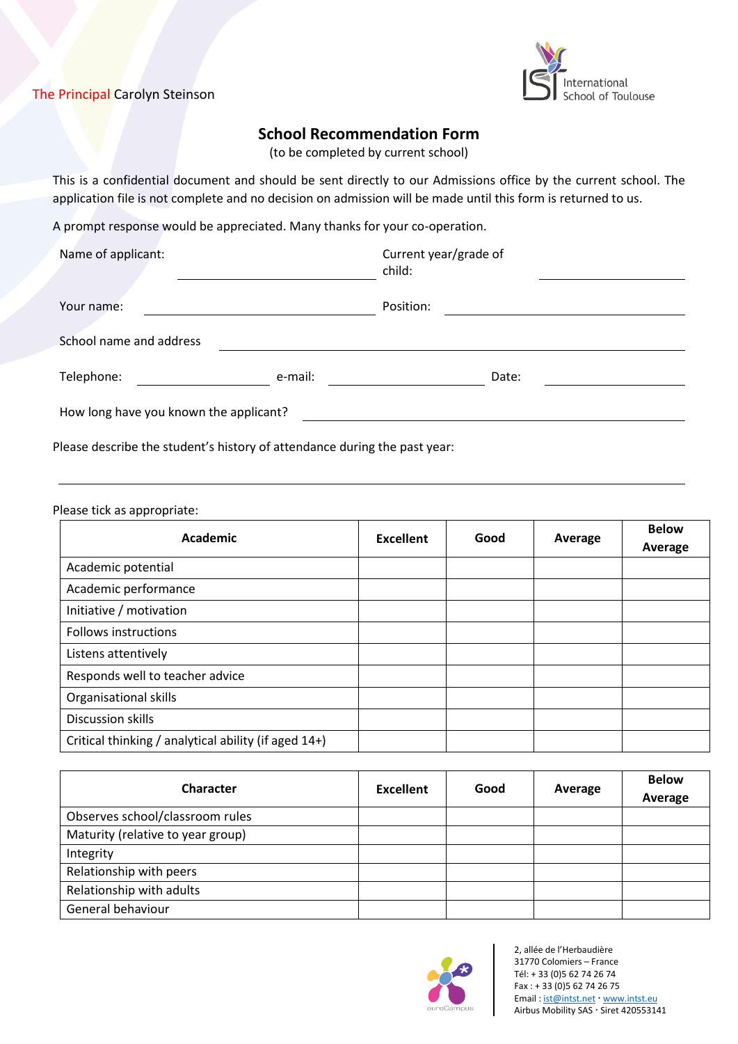The Principal Carolyn Steinson

International School of Toulouse

## School Recommendation Form

(to be completed by current school)

This is a confidential document and should be sent directly to our Admissions office by the current school. The application file is not complete and no decision on admission will be made until this form is returned to us.

A prompt response would be appreciated. Many thanks for your co-operation.

Name of applicant: ______________________ Current year/grade of child: ______________

Your name: ______________________ Position: ______________________

School name and address ______________________________________________

Telephone: ______________ e-mail: ______________ Date: ______________

How long have you known the applicant? ______________________________

Please describe the student's history of attendance during the past year:

_______________________________________________________________

Please tick as appropriate:

| Academic | Excellent | Good | Average | Below Average |
|---|---|---|---|---|
| Academic potential | | | | |
| Academic performance | | | | |
| Initiative / motivation | | | | |
| Follows instructions | | | | |
| Listens attentively | | | | |
| Responds well to teacher advice | | | | |
| Organisational skills | | | | |
| Discussion skills | | | | |
| Critical thinking / analytical ability (if aged 14+) | | | | |

| Character | Excellent | Good | Average | Below Average |
|---|---|---|---|---|
| Observes school/classroom rules | | | | |
| Maturity (relative to year group) | | | | |
| Integrity | | | | |
| Relationship with peers | | | | |
| Relationship with adults | | | | |
| General behaviour | | | | |

euroCampus

2, allée de l'Herbaudière
31770 Colomiers – France
Tél: + 33 (0)5 62 74 26 74
Fax : + 33 (0)5 62 74 26 75
Email : ist@intst.net · www.intst.eu
Airbus Mobility SAS · Siret 420553141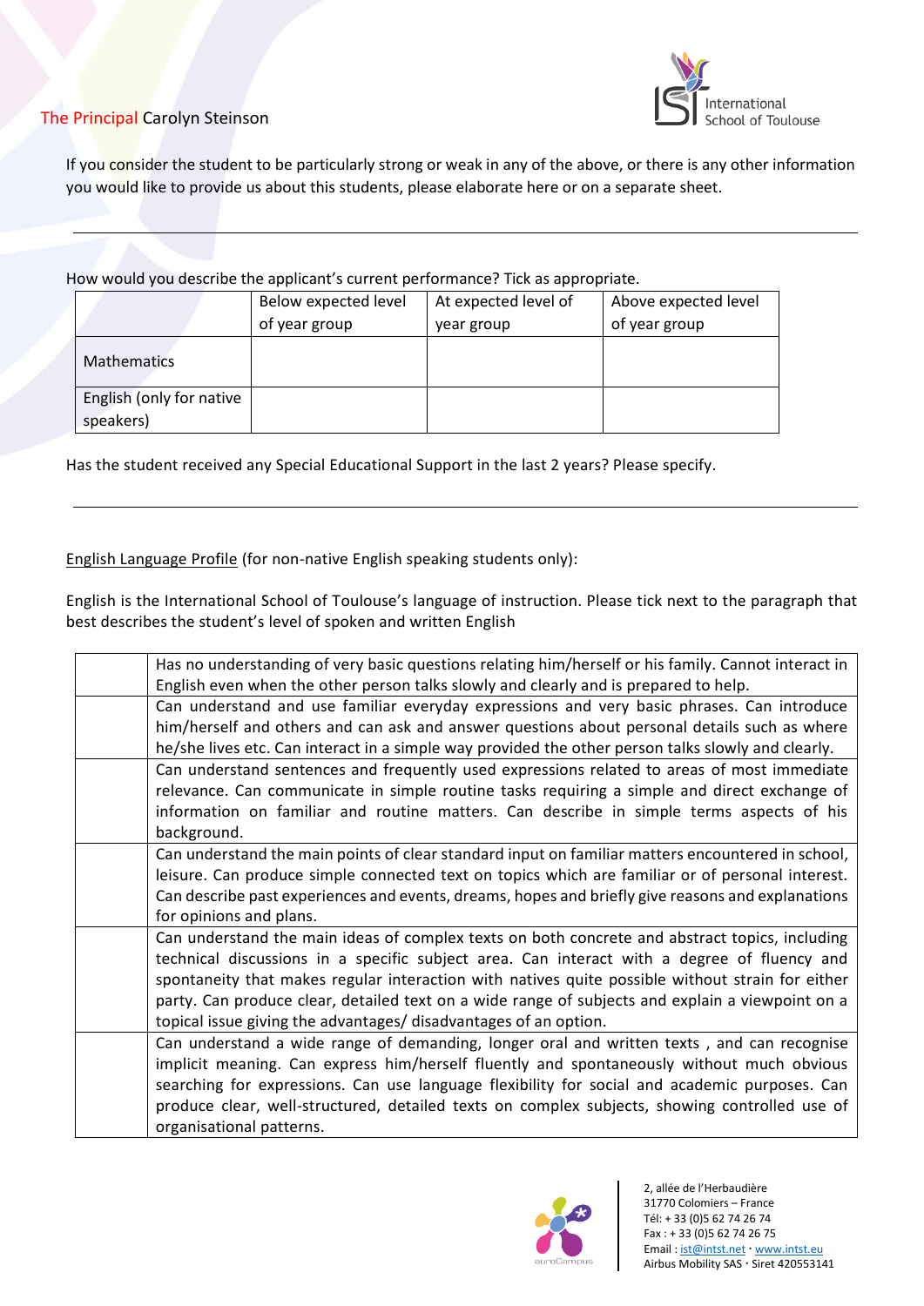The Principal Carolyn Steinson

If you consider the student to be particularly strong or weak in any of the above, or there is any other information you would like to provide us about this students, please elaborate here or on a separate sheet.

---

How would you describe the applicant's current performance? Tick as appropriate.

| | Below expected level of year group | At expected level of year group | Above expected level of year group |
|---|---|---|---|
| Mathematics | | | |
| English (only for native speakers) | | | |

Has the student received any Special Educational Support in the last 2 years? Please specify.

---

<u>English Language Profile</u> (for non-native English speaking students only):

English is the International School of Toulouse's language of instruction. Please tick next to the paragraph that best describes the student's level of spoken and written English

| | |
|---|---|
| | Has no understanding of very basic questions relating him/herself or his family. Cannot interact in English even when the other person talks slowly and clearly and is prepared to help. |
| | Can understand and use familiar everyday expressions and very basic phrases. Can introduce him/herself and others and can ask and answer questions about personal details such as where he/she lives etc. Can interact in a simple way provided the other person talks slowly and clearly. |
| | Can understand sentences and frequently used expressions related to areas of most immediate relevance. Can communicate in simple routine tasks requiring a simple and direct exchange of information on familiar and routine matters. Can describe in simple terms aspects of his background. |
| | Can understand the main points of clear standard input on familiar matters encountered in school, leisure. Can produce simple connected text on topics which are familiar or of personal interest. Can describe past experiences and events, dreams, hopes and briefly give reasons and explanations for opinions and plans. |
| | Can understand the main ideas of complex texts on both concrete and abstract topics, including technical discussions in a specific subject area. Can interact with a degree of fluency and spontaneity that makes regular interaction with natives quite possible without strain for either party. Can produce clear, detailed text on a wide range of subjects and explain a viewpoint on a topical issue giving the advantages/ disadvantages of an option. |
| | Can understand a wide range of demanding, longer oral and written texts , and can recognise implicit meaning. Can express him/herself fluently and spontaneously without much obvious searching for expressions. Can use language flexibility for social and academic purposes. Can produce clear, well-structured, detailed texts on complex subjects, showing controlled use of organisational patterns. |

2, allée de l'Herbaudière
31770 Colomiers – France
Tél: + 33 (0)5 62 74 26 74
Fax : + 33 (0)5 62 74 26 75
Email : ist@intst.net · www.intst.eu
Airbus Mobility SAS · Siret 420553141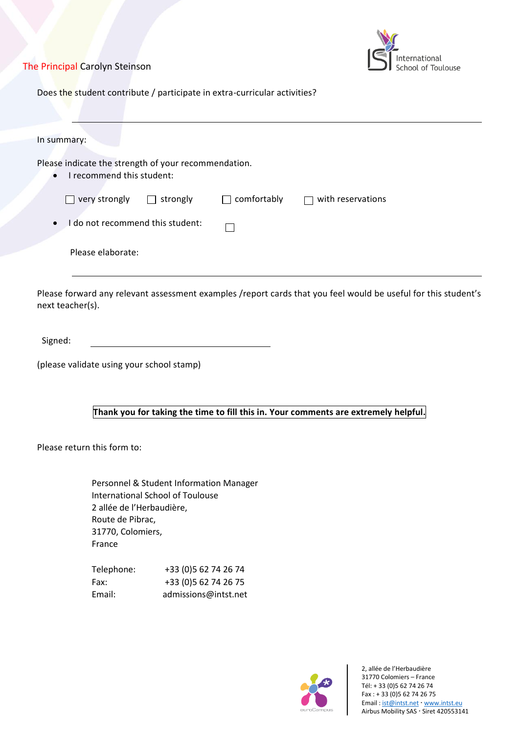The Principal Carolyn Steinson

Does the student contribute / participate in extra-curricular activities?

\_\_\_\_\_\_\_\_\_\_\_\_\_\_\_\_\_\_\_\_\_\_\_\_\_\_\_\_\_\_\_\_\_\_\_\_\_\_\_\_\_\_\_\_\_\_\_\_\_\_\_\_\_\_\_\_\_\_\_\_

In summary:

Please indicate the strength of your recommendation.

- I recommend this student:

  ☐ very strongly ☐ strongly ☐ comfortably ☐ with reservations

- I do not recommend this student: ☐

  Please elaborate:

\_\_\_\_\_\_\_\_\_\_\_\_\_\_\_\_\_\_\_\_\_\_\_\_\_\_\_\_\_\_\_\_\_\_\_\_\_\_\_\_\_\_\_\_\_\_\_\_\_\_\_\_\_\_\_\_\_\_\_\_

Please forward any relevant assessment examples /report cards that you feel would be useful for this student's next teacher(s).

Signed: \_\_\_\_\_\_\_\_\_\_\_\_\_\_\_\_\_\_\_\_\_\_\_\_\_\_\_\_\_\_

(please validate using your school stamp)

**Thank you for taking the time to fill this in. Your comments are extremely helpful.**

Please return this form to:

Personnel & Student Information Manager
International School of Toulouse
2 allée de l'Herbaudière,
Route de Pibrac,
31770, Colomiers,
France

Telephone: +33 (0)5 62 74 26 74
Fax: +33 (0)5 62 74 26 75
Email: admissions@intst.net

2, allée de l'Herbaudière
31770 Colomiers – France
Tél: + 33 (0)5 62 74 26 74
Fax : + 33 (0)5 62 74 26 75
Email : ist@intst.net · www.intst.eu
Airbus Mobility SAS · Siret 420553141